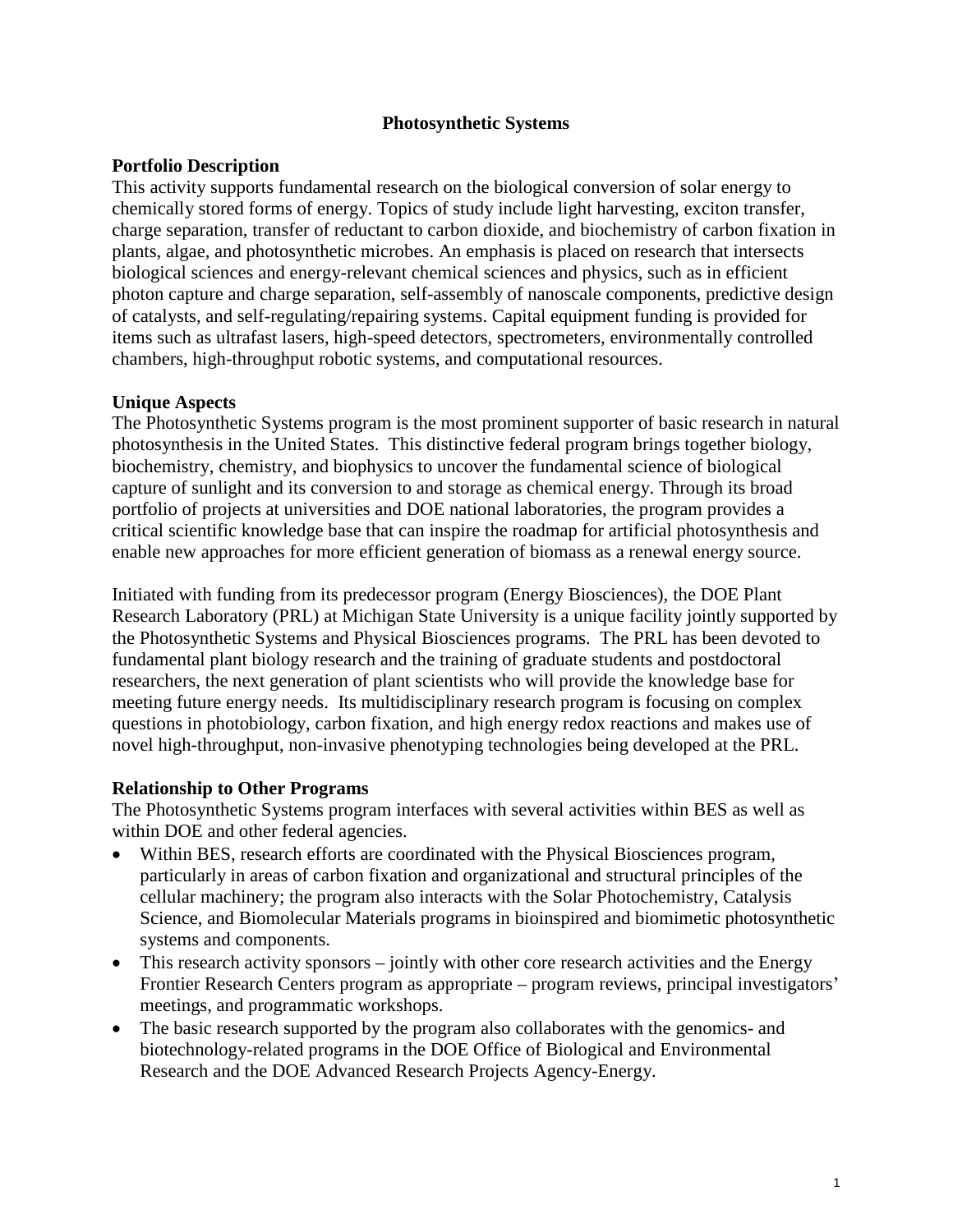# Photosynthetic Systems

## Portfolio Description

This activity supports fundamental research on the biological conversion of solar energy to chemically stored forms of energy. Topics of study include light harvesting, exciton transfer, charge separation, transfer of reductant to carbon dioxide, and biochemistry of carbon fixation in plants, algae, and photosynthetic microbes. An emphasis is placed on research that intersects biological sciences and energy-relevant chemical sciences and physics, such as in efficient photon capture and charge separation, self-assembly of nanoscale components, predictive design of catalysts, and self-regulating/repairing systems. Capital equipment funding is provided for items such as ultrafast lasers, high-speed detectors, spectrometers, environmentally controlled chambers, high-throughput robotic systems, and computational resources.

## Unique Aspects

The Photosynthetic Systems program is the most prominent supporter of basic research in natural photosynthesis in the United States. This distinctive federal program brings together biology, biochemistry, chemistry, and biophysics to uncover the fundamental science of biological capture of sunlight and its conversion to and storage as chemical energy. Through its broad portfolio of projects at universities and DOE national laboratories, the program provides a critical scientific knowledge base that can inspire the roadmap for artificial photosynthesis and enable new approaches for more efficient generation of biomass as a renewal energy source.

Initiated with funding from its predecessor program (Energy Biosciences), the DOE Plant Research Laboratory (PRL) at Michigan State University is a unique facility jointly supported by the Photosynthetic Systems and Physical Biosciences programs. The PRL has been devoted to fundamental plant biology research and the training of graduate students and postdoctoral researchers, the next generation of plant scientists who will provide the knowledge base for meeting future energy needs. Its multidisciplinary research program is focusing on complex questions in photobiology, carbon fixation, and high energy redox reactions and makes use of novel high-throughput, non-invasive phenotyping technologies being developed at the PRL.

## Relationship to Other Programs

The Photosynthetic Systems program interfaces with several activities within BES as well as within DOE and other federal agencies.

- Within BES, research efforts are coordinated with the Physical Biosciences program, particularly in areas of carbon fixation and organizational and structural principles of the cellular machinery; the program also interacts with the Solar Photochemistry, Catalysis Science, and Biomolecular Materials programs in bioinspired and biomimetic photosynthetic systems and components.
- This research activity sponsors – jointly with other core research activities and the Energy Frontier Research Centers program as appropriate – program reviews, principal investigators' meetings, and programmatic workshops.
- The basic research supported by the program also collaborates with the genomics- and biotechnology-related programs in the DOE Office of Biological and Environmental Research and the DOE Advanced Research Projects Agency-Energy.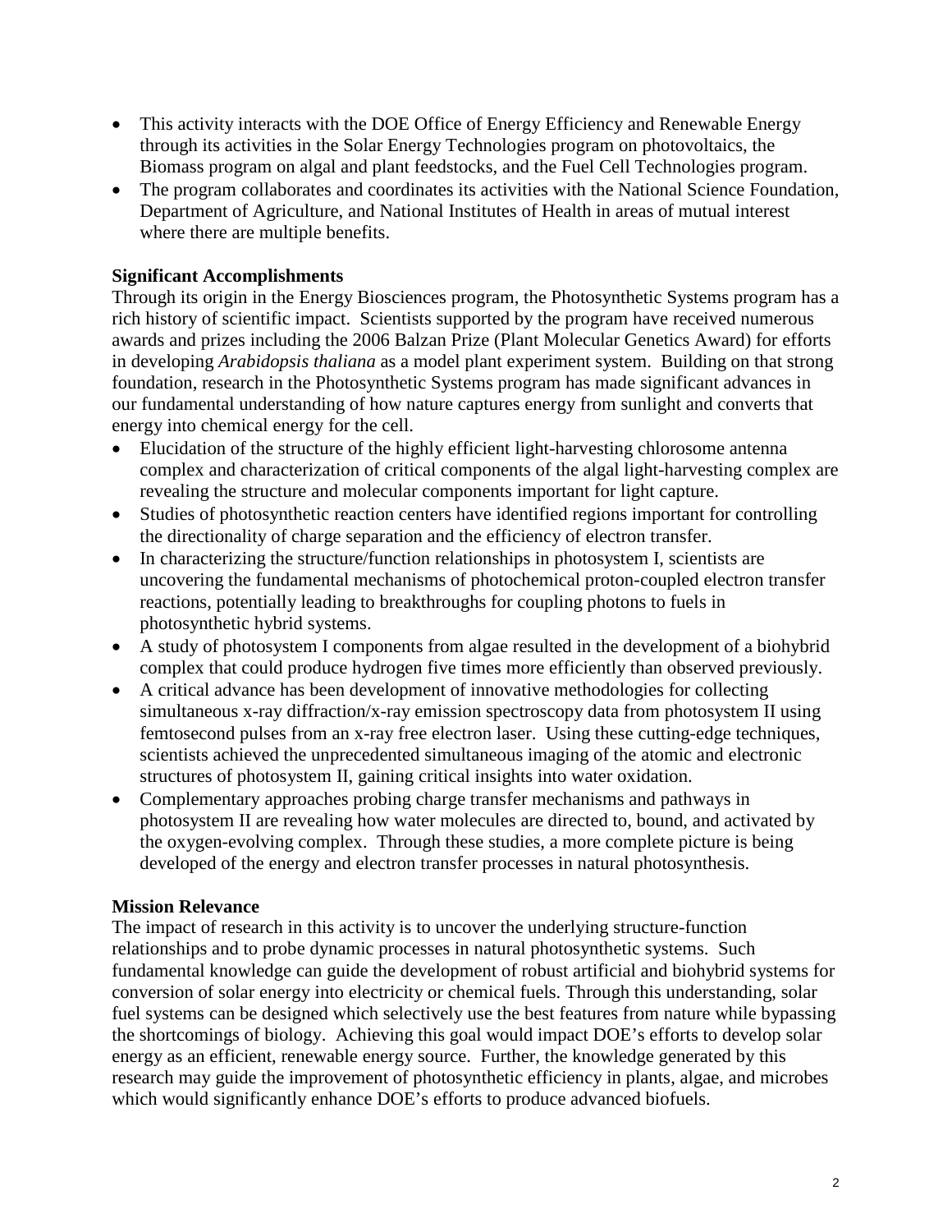- This activity interacts with the DOE Office of Energy Efficiency and Renewable Energy through its activities in the Solar Energy Technologies program on photovoltaics, the Biomass program on algal and plant feedstocks, and the Fuel Cell Technologies program.
- The program collaborates and coordinates its activities with the National Science Foundation, Department of Agriculture, and National Institutes of Health in areas of mutual interest where there are multiple benefits.

**Significant Accomplishments**

Through its origin in the Energy Biosciences program, the Photosynthetic Systems program has a rich history of scientific impact. Scientists supported by the program have received numerous awards and prizes including the 2006 Balzan Prize (Plant Molecular Genetics Award) for efforts in developing *Arabidopsis thaliana* as a model plant experiment system. Building on that strong foundation, research in the Photosynthetic Systems program has made significant advances in our fundamental understanding of how nature captures energy from sunlight and converts that energy into chemical energy for the cell.

- Elucidation of the structure of the highly efficient light-harvesting chlorosome antenna complex and characterization of critical components of the algal light-harvesting complex are revealing the structure and molecular components important for light capture.
- Studies of photosynthetic reaction centers have identified regions important for controlling the directionality of charge separation and the efficiency of electron transfer.
- In characterizing the structure/function relationships in photosystem I, scientists are uncovering the fundamental mechanisms of photochemical proton-coupled electron transfer reactions, potentially leading to breakthroughs for coupling photons to fuels in photosynthetic hybrid systems.
- A study of photosystem I components from algae resulted in the development of a biohybrid complex that could produce hydrogen five times more efficiently than observed previously.
- A critical advance has been development of innovative methodologies for collecting simultaneous x-ray diffraction/x-ray emission spectroscopy data from photosystem II using femtosecond pulses from an x-ray free electron laser. Using these cutting-edge techniques, scientists achieved the unprecedented simultaneous imaging of the atomic and electronic structures of photosystem II, gaining critical insights into water oxidation.
- Complementary approaches probing charge transfer mechanisms and pathways in photosystem II are revealing how water molecules are directed to, bound, and activated by the oxygen-evolving complex. Through these studies, a more complete picture is being developed of the energy and electron transfer processes in natural photosynthesis.

**Mission Relevance**

The impact of research in this activity is to uncover the underlying structure-function relationships and to probe dynamic processes in natural photosynthetic systems. Such fundamental knowledge can guide the development of robust artificial and biohybrid systems for conversion of solar energy into electricity or chemical fuels. Through this understanding, solar fuel systems can be designed which selectively use the best features from nature while bypassing the shortcomings of biology. Achieving this goal would impact DOE's efforts to develop solar energy as an efficient, renewable energy source. Further, the knowledge generated by this research may guide the improvement of photosynthetic efficiency in plants, algae, and microbes which would significantly enhance DOE's efforts to produce advanced biofuels.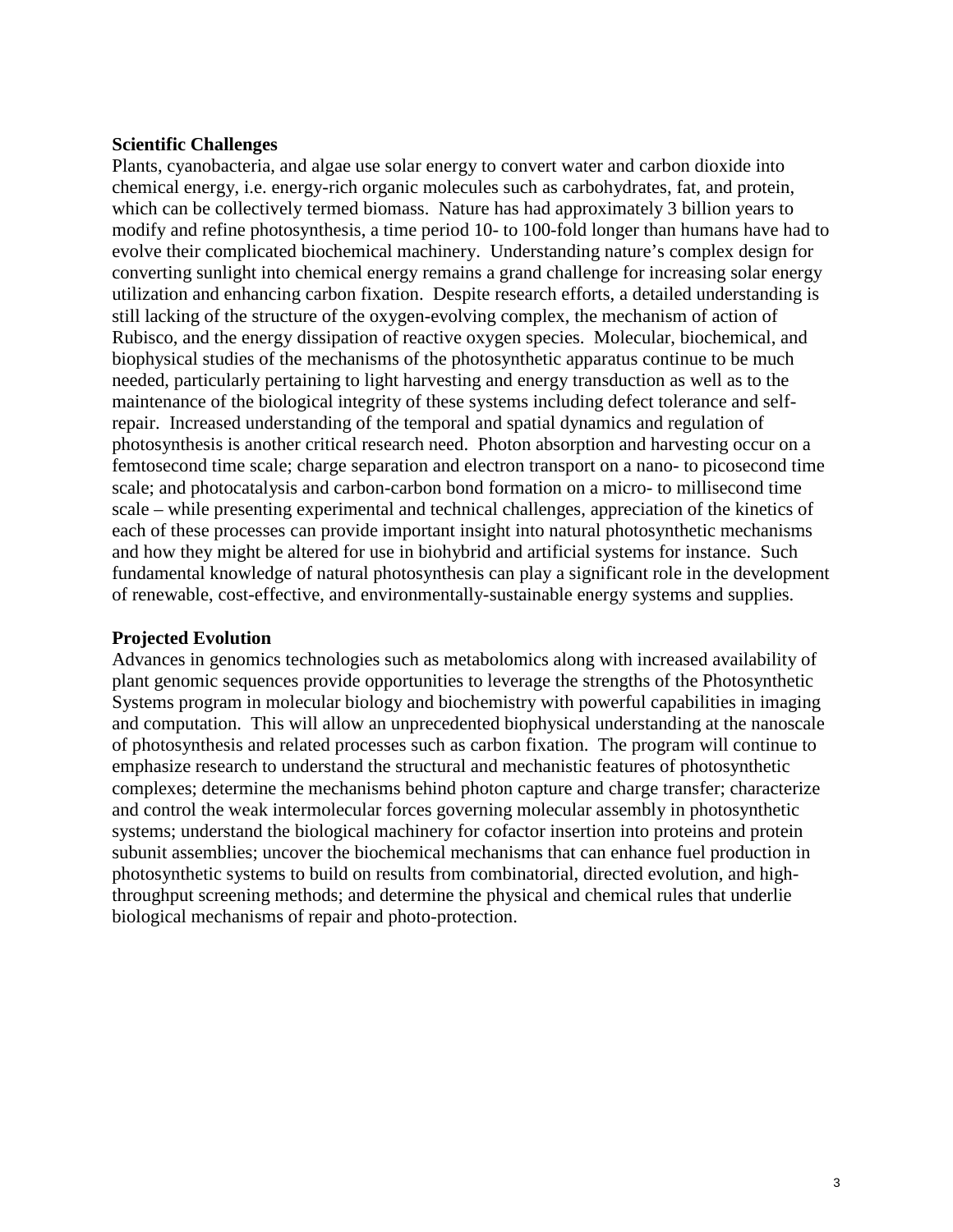## Scientific Challenges

Plants, cyanobacteria, and algae use solar energy to convert water and carbon dioxide into chemical energy, i.e. energy-rich organic molecules such as carbohydrates, fat, and protein, which can be collectively termed biomass. Nature has had approximately 3 billion years to modify and refine photosynthesis, a time period 10- to 100-fold longer than humans have had to evolve their complicated biochemical machinery. Understanding nature's complex design for converting sunlight into chemical energy remains a grand challenge for increasing solar energy utilization and enhancing carbon fixation. Despite research efforts, a detailed understanding is still lacking of the structure of the oxygen-evolving complex, the mechanism of action of Rubisco, and the energy dissipation of reactive oxygen species. Molecular, biochemical, and biophysical studies of the mechanisms of the photosynthetic apparatus continue to be much needed, particularly pertaining to light harvesting and energy transduction as well as to the maintenance of the biological integrity of these systems including defect tolerance and self-repair. Increased understanding of the temporal and spatial dynamics and regulation of photosynthesis is another critical research need. Photon absorption and harvesting occur on a femtosecond time scale; charge separation and electron transport on a nano- to picosecond time scale; and photocatalysis and carbon-carbon bond formation on a micro- to millisecond time scale – while presenting experimental and technical challenges, appreciation of the kinetics of each of these processes can provide important insight into natural photosynthetic mechanisms and how they might be altered for use in biohybrid and artificial systems for instance. Such fundamental knowledge of natural photosynthesis can play a significant role in the development of renewable, cost-effective, and environmentally-sustainable energy systems and supplies.

## Projected Evolution

Advances in genomics technologies such as metabolomics along with increased availability of plant genomic sequences provide opportunities to leverage the strengths of the Photosynthetic Systems program in molecular biology and biochemistry with powerful capabilities in imaging and computation. This will allow an unprecedented biophysical understanding at the nanoscale of photosynthesis and related processes such as carbon fixation. The program will continue to emphasize research to understand the structural and mechanistic features of photosynthetic complexes; determine the mechanisms behind photon capture and charge transfer; characterize and control the weak intermolecular forces governing molecular assembly in photosynthetic systems; understand the biological machinery for cofactor insertion into proteins and protein subunit assemblies; uncover the biochemical mechanisms that can enhance fuel production in photosynthetic systems to build on results from combinatorial, directed evolution, and high-throughput screening methods; and determine the physical and chemical rules that underlie biological mechanisms of repair and photo-protection.